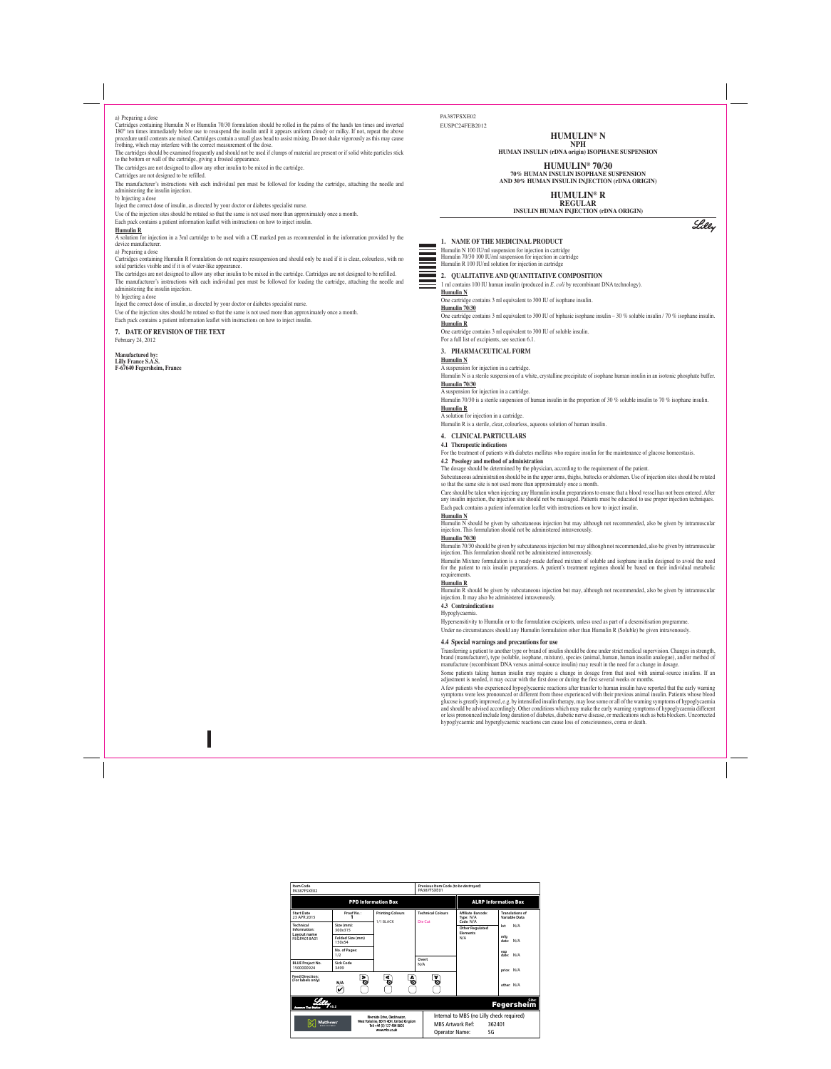a) Preparing a dose

Cartridges containing Humulin N or Humulin 70/30 formulation should be rolled in the palms of the hands ten times and inverted 180° ten times immediately before use to resuspend the insulin until it appears uniform cloudy or milky. If not, repeat the above procedure until contents are mixed. Cartridges contain a small glass bead to assist mixing. Do not shake vigorously as this may cause frothing, which may interfere with the correct measurement of the dose.

The cartridges should be examined frequently and should not be used if clumps of material are present or if solid white particles stick to the bottom or wall of the cartridge, giving a frosted appearance.

The cartridges are not designed to allow any other insulin to be mixed in the cartridge.

Cartridges are not designed to be refilled.

The manufacturer's instructions with each individual pen must be followed for loading the cartridge, attaching the needle and administering the insulin injection.

b) Injecting a dose

Inject the correct dose of insulin, as directed by your doctor or diabetes specialist nurse.

Use of the injection sites should be rotated so that the same is not used more than approximately once a month.

Each pack contains a patient information leaflet with instructions on how to inject insulin.

**Humulin R**

A solution for injection in a 3ml cartridge to be used with a CE marked pen as recommended in the information provided by the device manufacturer.

a) Preparing a dose

Cartridges containing Humulin R formulation do not require resuspension and should only be used if it is clear, colourless, with no solid particles visible and if it is of water-like appearance.

The cartridges are not designed to allow any other insulin to be mixed in the cartridge. Cartridges are not designed to be refilled.

The manufacturer's instructions with each individual pen must be followed for loading the cartridge, attaching the needle and administering the insulin injection.

b) Injecting a dose

Inject the correct dose of insulin, as directed by your doctor or diabetes specialist nurse.

Use of the injection sites should be rotated so that the same is not used more than approximately once a month.

Each pack contains a patient information leaflet with instructions on how to inject insulin.

## 7. DATE OF REVISION OF THE TEXT

February 24, 2012

**Manufactured by:**
**Lilly France S.A.S.**
**F-67640 Fegersheim, France**

PA387FSXE02
EUSPC24FEB2012

# HUMULIN® N
**NPH**
**HUMAN INSULIN (rDNA origin) ISOPHANE SUSPENSION**

# HUMULIN® 70/30
**70% HUMAN INSULIN ISOPHANE SUSPENSION AND 30% HUMAN INSULIN INJECTION (rDNA ORIGIN)**

# HUMULIN® R
**REGULAR**
**INSULIN HUMAN INJECTION (rDNA ORIGIN)**

Lilly

## 1. NAME OF THE MEDICINAL PRODUCT

Humulin N 100 IU/ml suspension for injection in cartridge
Humulin 70/30 100 IU/ml suspension for injection in cartridge
Humulin R 100 IU/ml solution for injection in cartridge

## 2. QUALITATIVE AND QUANTITATIVE COMPOSITION

1 ml contains 100 IU human insulin (produced in *E. coli* by recombinant DNA technology).

**Humulin N**

One cartridge contains 3 ml equivalent to 300 IU of isophane insulin.

**Humulin 70/30**

One cartridge contains 3 ml equivalent to 300 IU of biphasic isophane insulin – 30 % soluble insulin / 70 % isophane insulin.

**Humulin R**

One cartridge contains 3 ml equivalent to 300 IU of soluble insulin.

For a full list of excipients, see section 6.1.

## 3. PHARMACEUTICAL FORM

**Humulin N**

A suspension for injection in a cartridge.

Humulin N is a sterile suspension of a white, crystalline precipitate of isophane human insulin in an isotonic phosphate buffer.

**Humulin 70/30**

A suspension for injection in a cartridge.

Humulin 70/30 is a sterile suspension of human insulin in the proportion of 30 % soluble insulin to 70 % isophane insulin.

**Humulin R**

A solution for injection in a cartridge.

Humulin R is a sterile, clear, colourless, aqueous solution of human insulin.

## 4. CLINICAL PARTICULARS

### 4.1 Therapeutic indications

For the treatment of patients with diabetes mellitus who require insulin for the maintenance of glucose homeostasis.

### 4.2 Posology and method of administration

The dosage should be determined by the physician, according to the requirement of the patient.

Subcutaneous administration should be in the upper arms, thighs, buttocks or abdomen. Use of injection sites should be rotated so that the same site is not used more than approximately once a month.

Care should be taken when injecting any Humulin insulin preparations to ensure that a blood vessel has not been entered. After any insulin injection, the injection site should not be massaged. Patients must be educated to use proper injection techniques.

Each pack contains a patient information leaflet with instructions on how to inject insulin.

**Humulin N**

Humulin N should be given by subcutaneous injection but may although not recommended, also be given by intramuscular injection. This formulation should not be administered intravenously.

**Humulin 70/30**

Humulin 70/30 should be given by subcutaneous injection but may although not recommended, also be given by intramuscular injection. This formulation should not be administered intravenously.

Humulin Mixture formulation is a ready-made defined mixture of soluble and isophane insulin designed to avoid the need for the patient to mix insulin preparations. A patient's treatment regimen should be based on their individual metabolic requirements.

**Humulin R**

Humulin R should be given by subcutaneous injection but may, although not recommended, also be given by intramuscular injection. It may also be administered intravenously.

### 4.3 Contraindications

Hypoglycaemia.

Hypersensitivity to Humulin or to the formulation excipients, unless used as part of a desensitisation programme.

Under no circumstances should any Humulin formulation other than Humulin R (Soluble) be given intravenously.

### 4.4 Special warnings and precautions for use

Transferring a patient to another type or brand of insulin should be done under strict medical supervision. Changes in strength, brand (manufacturer), type (soluble, isophane, mixture), species (animal, human, human insulin analogue), and/or method of manufacture (recombinant DNA versus animal-source insulin) may result in the need for a change in dosage.

Some patients taking human insulin may require a change in dosage from that used with animal-source insulins. If an adjustment is needed, it may occur with the first dose or during the first several weeks or months.

A few patients who experienced hypoglycaemic reactions after transfer to human insulin have reported that the early warning symptoms were less pronounced or different from those experienced with their previous animal insulin. Patients whose blood glucose is greatly improved, e.g. by intensified insulin therapy, may lose some or all of the warning symptoms of hypoglycaemia and should be advised accordingly. Other conditions which may make the early warning symptoms of hypoglycaemia different or less pronounced include long duration of diabetes, diabetic nerve disease, or medications such as beta blockers. Uncorrected hypoglycaemic and hyperglycaemic reactions can cause loss of consciousness, coma or death.

| Item Code PA387FSXE02 | | | Previous Item Code *(to be destroyed)* PA387FSXE01 | | |
|---|---|---|---|---|---|
| **PPD Information Box** | | | | **ALRP Information Box** | |
| Start Date 23 APR 2015 | Proof No.: 1 | Printing Colours: 1/1 BLACK | Technical Colours: Die Cut | Affiliate Barcode: Type: N/A Code: N/A | Translations of Variable Data |
| Technical Information: Layout name FEGPA018A01 | Size (mm): 300x315 | | | Other Regulated Elements N/A | lot: N/A |
| | Folded Size (mm) 150x54 | | | | mfg date: N/A |
| | No. of Pages: 1/2 | | | | exp date: N/A |
| BLUE Project No. 1500000924 | Sick Code 5499 | | Overt N/A | | price: N/A |
| Feed Direction: (For labels only) | N/A ✔ | | | | other: N/A |
| Lilly v5.2 | | | | | Site: Fegersheim |
| Matthews | Riverside Drive, Cleckheaton, West Yorkshire, BD19 4DH, United Kingdom Tel: +44 (0) 127 484 8600 www.mbs.co.uk | | Internal to MBS (no Lilly check required) MBS Artwork Ref: 362401 Operator Name: SG | | |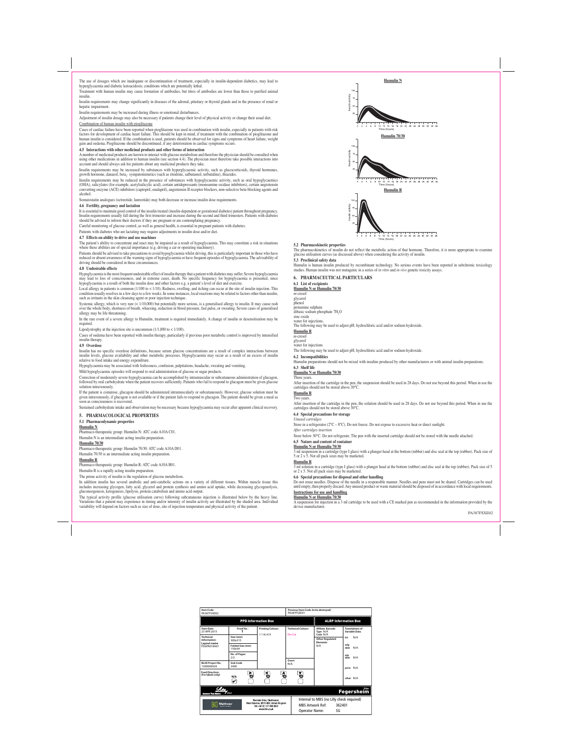The use of dosages which are inadequate or discontinuation of treatment, especially in insulin-dependent diabetics, may lead to hyperglycaemia and diabetic ketoacidosis; conditions which are potentially lethal.

Treatment with human insulin may cause formation of antibodies, but titres of antibodies are lower than those to purified animal insulin.

Insulin requirements may change significantly in diseases of the adrenal, pituitary or thyroid glands and in the presence of renal or hepatic impairment.

Insulin requirements may be increased during illness or emotional disturbances.

Adjustment of insulin dosage may also be necessary if patients change their level of physical activity or change their usual diet.

Combination of human insulin with pioglitazone

Cases of cardiac failure have been reported when pioglitazone was used in combination with insulin, especially in patients with risk factors for development of cardiac heart failure. This should be kept in mind, if treatment with the combination of pioglitazone and human insulin is considered. If the combination is used, patients should be observed for signs and symptoms of heart failure, weight gain and oedema. Pioglitazone should be discontinued, if any deterioration in cardiac symptoms occurs.

### 4.5 Interactions with other medicinal products and other forms of interaction

A number of medicinal products are known to interact with glucose metabolism and therefore the physician should be consulted when using other medications in addition to human insulin (see section 4.4). The physician must therefore take possible interactions into account and should always ask his patients about any medicinal products they take.

Insulin requirements may be increased by substances with hyperglycaemic activity, such as glucocorticoids, thyroid hormones, growth hormone, danazol, beta$_2$- sympatomimetics (such as ritodrine, salbutamol, terbutaline), thiazides.

Insulin requirements may be reduced in the presence of substances with hypoglycaemic activity, such as oral hypoglycaemics (OHA), salicylates (for example, acetylsalicylic acid), certain antidepressants (monoamine oxidase inhibitors), certain angiotensin converting enzyme (ACE) inhibitors (captopril, enalapril), angiotensin II receptor blockers, non-selective beta-blocking agents and alcohol.

Somatostatin analogues (octreotide, lanreotide) may both decrease or increase insulin dose requirements.

### 4.6 Fertility, pregnancy and lactation

It is essential to maintain good control of the insulin treated (insulin-dependent or gestational diabetes) patient throughout pregnancy. Insulin requirements usually fall during the first trimester and increase during the second and third trimesters. Patients with diabetes should be advised to inform their doctors if they are pregnant or are contemplating pregnancy.

Careful monitoring of glucose control, as well as general health, is essential in pregnant patients with diabetes.

Patients with diabetes who are lactating may require adjustments in insulin dose and/or diet.

### 4.7 Effects on ability to drive and use machines

The patient's ability to concentrate and react may be impaired as a result of hypoglycaemia. This may constitute a risk in situations where these abilities are of special importance (e.g. driving a car or operating machinery).

Patients should be advised to take precautions to avoid hypoglycaemia whilst driving, this is particularly important in those who have reduced or absent awareness of the warning signs of hypoglycaemia or have frequent episodes of hypoglycaemia. The advisability of driving should be considered in these circumstances.

### 4.8 Undesirable effects

Hypoglycaemia is the most frequent undesirable effect of insulin therapy that a patient with diabetes may suffer. Severe hypoglycaemia may lead to loss of consciousness, and in extreme cases, death. No specific frequency for hypoglycaemia is presented, since hypoglycaemia is a result of both the insulin dose and other factors e.g. a patient's level of diet and exercise.

Local allergy in patients is common (1/100 to < 1/10). Redness, swelling, and itching can occur at the site of insulin injection. This condition usually resolves in a few days to a few weeks. In some instances, local reactions may be related to factors other than insulin, such as irritants in the skin cleansing agent or poor injection technique.

Systemic allergy, which is very rare (< 1/10,000) but potentially more serious, is a generalised allergy to insulin. It may cause rash over the whole body, shortness of breath, wheezing, reduction in blood pressure, fast pulse, or sweating. Severe cases of generalised allergy may be life-threatening.

In the rare event of a severe allergy to Humulin, treatment is required immediately. A change of insulin or desensitisation may be required.

Lipodystrophy at the injection site is uncommon (1/1,000 to < 1/100).

Cases of oedema have been reported with insulin therapy, particularly if previous poor metabolic control is improved by intensified insulin therapy.

### 4.9 Overdose

Insulin has no specific overdose definitions, because serum glucose concentrations are a result of complex interactions between insulin levels, glucose availability and other metabolic processes. Hypoglycaemia may occur as a result of an excess of insulin relative to food intake and energy expenditure.

Hypoglycaemia may be associated with listlessness, confusion, palpitations, headache, sweating and vomiting.

Mild hypoglycaemic episodes will respond to oral administration of glucose or sugar products.

Correction of moderately severe hypoglycaemia can be accomplished by intramuscular or subcutaneous administration of glucagon, followed by oral carbohydrate when the patient recovers sufficiently. Patients who fail to respond to glucagon must be given glucose solution intravenously.

If the patient is comatose, glucagon should be administered intramuscularly or subcutaneously. However, glucose solution must be given intravenously, if glucagon is not available or if the patient fails to respond to glucagon. The patient should be given a meal as soon as consciousness is recovered.

Sustained carbohydrate intake and observation may be necessary because hypoglycaemia may occur after apparent clinical recovery.

## 5. PHARMACOLOGICAL PROPERTIES

### 5.1 Pharmacodynamic properties

Humulin N

Pharmaco-therapeutic group: Humulin N: ATC code A10A C01.

Humulin N is an intermediate acting insulin preparation.

Humulin 70/30

Pharmaco-therapeutic group: Humulin 70/30: ATC code A10A D01.

Humulin 70/30 is an intermediate acting insulin preparation.

Humulin R

Pharmaco-therapeutic group: Humulin R: ATC code A10A B01.

Humulin R is a rapidly acting insulin preparation.

The prime activity of insulin is the regulation of glucose metabolism.

In addition insulin has several anabolic and anti-catabolic actions on a variety of different tissues. Within muscle tissue this includes increasing glycogen, fatty acid, glycerol and protein synthesis and amino acid uptake, while decreasing glycogenolysis, gluconeogenesis, ketogenesis, lipolysis, protein catabolism and amino acid output.

The typical activity profile (glucose utilisation curve) following subcutaneous injection is illustrated below by the heavy line. Variations that a patient may experience in timing and/or intensity of insulin activity are illustrated by the shaded area. Individual variability will depend on factors such as size of dose, site of injection temperature and physical activity of the patient.

Humulin N

Insulin activity

100
75
50
25

0 2 4 6 8 10 12 14 16 18 20 22 24 26 28 30 32 34 36

Time (hours)

Humulin 70/30

Insulin activity

100
75
50
25

0 2 4 6 8 10 12 14 16 18 20 22 24 26 28 30 32 34 36

Time (hours)

Humulin R

Insulin activity

100
75
50
25

0 2 4 6 8 10 12 14 16 18 20 22 24 26 28 30 32 34 36

Time (hours)

### 5.2 Pharmacokinetic properties

The pharmacokinetics of insulin do not reflect the metabolic action of that hormone. Therefore, it is more appropriate to examine glucose utilisation curves (as discussed above) when considering the activity of insulin.

### 5.3 Preclinical safety data

Humulin is human insulin produced by recombinant technology. No serious events have been reported in subchronic toxicology studies. Human insulin was not mutagenic in a series of *in vitro* and *in vivo* genetic toxicity assays.

## 6. PHARMACEUTICAL PARTICULARS

### 6.1 List of excipients

Humulin N or Humulin 70/30

*m*-cresol
glycerol
phenol
protamine sulphate
dibasic sodium phosphate 7$H_2O$
zinc oxide
water for injections.

The following may be used to adjust pH; hydrochloric acid and/or sodium hydroxide.

Humulin R

*m*-cresol
glycerol
water for injections

The following may be used to adjust pH; hydrochloric acid and/or sodium hydroxide.

### 6.2 Incompatibilities

Humulin preparations should not be mixed with insulins produced by other manufacturers or with animal insulin preparations.

### 6.3 Shelf life

Humulin N or Humulin 70/30

Three years.

After insertion of the cartridge in the pen, the suspension should be used in 28 days. Do not use beyond this period. When in use the cartridges should not be stored above 30°C.

Humulin R

Two years.

After insertion of the cartridge in the pen, the solution should be used in 28 days. Do not use beyond this period. When in use the cartridges should not be stored above 30°C.

### 6.4 Special precautions for storage

*Unused cartridges*

Store in a refrigerator (2°C – 8°C). Do not freeze. Do not expose to excessive heat or direct sunlight.

*After cartridges insertion*

Store below 30°C. Do not refrigerate. The pen with the inserted cartridge should not be stored with the needle attached.

### 6.5 Nature and content of container

Humulin N or Humulin 70/30

3 ml suspension in a cartridge (type I glass) with a plunger head at the bottom (rubber) and disc seal at the top (rubber). Pack size of 5 or 2 x 5. Not all pack sizes may be marketed.

Humulin R

3 ml solution in a cartridge (type I glass) with a plunger head at the bottom (rubber) and disc seal at the top (rubber). Pack size of 5 or 2 x 5. Not all pack sizes may be marketed.

### 6.6 Special precautions for disposal and other handling

Do not reuse needles. Dispose of the needle in a responsible manner. Needles and pens must not be shared. Cartridges can be used until empty, then properly discard. Any unused product or waste material should be disposed of in accordance with local requirements.

Instructions for use and handling

Humulin N or Humulin 70/30

A suspension for injection in a 3 ml cartridge to be used with a CE marked pen as recommended in the information provided by the device manufacturer.

PA387FSXE02

| Item Code | | | Previous Item Code *(to be destroyed)* | | |
|---|---|---|---|---|---|
| PA387FSXE02 | | | PA387FSXE01 | | |
| **PPD Information Box** | | | | **ALRP Information Box** | |
| Start Date: 23 APR 2015 | Proof No.: 1 | Printing Colours: 1/1 BLACK | Technical Colours: Die Cut | Affiliate Barcode: Type: N/A Code: N/A | Translations of Variable Data |
| Technical Information: Layout name FEGPA018A01 | Size (mm): 300x315 | | | Other Regulated Elements N/A | lot: N/A |
| | Folded Size (mm): 150x54 | | | | mfg date: N/A |
| | No. of Pages: 2/2 | | | | exp date: N/A |
| BLUE Project No. 1500000924 | Sick Code 5499 | | Overt N/A | | price: N/A |
| Feed Direction: (For labels only) | N/A | | | | other: N/A |

Lilly v5.2 — Fegersheim

Matthews — Riverside Drive, Cleckheaton, West Yorkshire, BD19 4DH, United Kingdom Tel: +44 (0) 127 484 8800 www.mbs.co.uk

Internal to MBS (no Lilly check required)
MBS Artwork Ref: 362401
Operator Name: SG